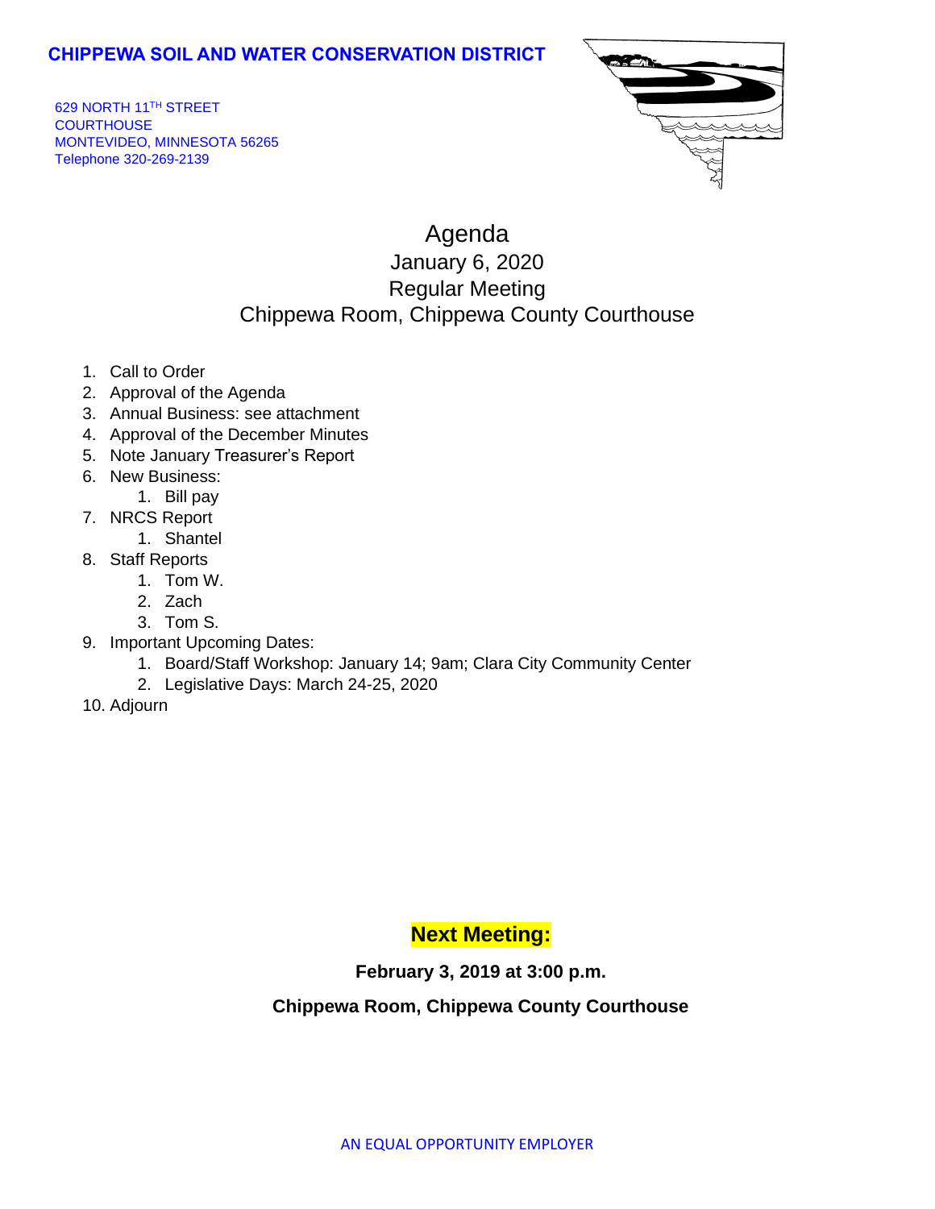# CHIPPEWA SOIL AND WATER CONSERVATION DISTRICT

629 NORTH 11TH STREET
COURTHOUSE
MONTEVIDEO, MINNESOTA 56265
Telephone 320-269-2139

## Agenda

### January 6, 2020

### Regular Meeting

### Chippewa Room, Chippewa County Courthouse

1. Call to Order
2. Approval of the Agenda
3. Annual Business: see attachment
4. Approval of the December Minutes
5. Note January Treasurer's Report
6. New Business:
    1. Bill pay
7. NRCS Report
    1. Shantel
8. Staff Reports
    1. Tom W.
    2. Zach
    3. Tom S.
9. Important Upcoming Dates:
    1. Board/Staff Workshop: January 14; 9am; Clara City Community Center
    2. Legislative Days: March 24-25, 2020
10. Adjourn

**Next Meeting:**

**February 3, 2019 at 3:00 p.m.**

**Chippewa Room, Chippewa County Courthouse**

AN EQUAL OPPORTUNITY EMPLOYER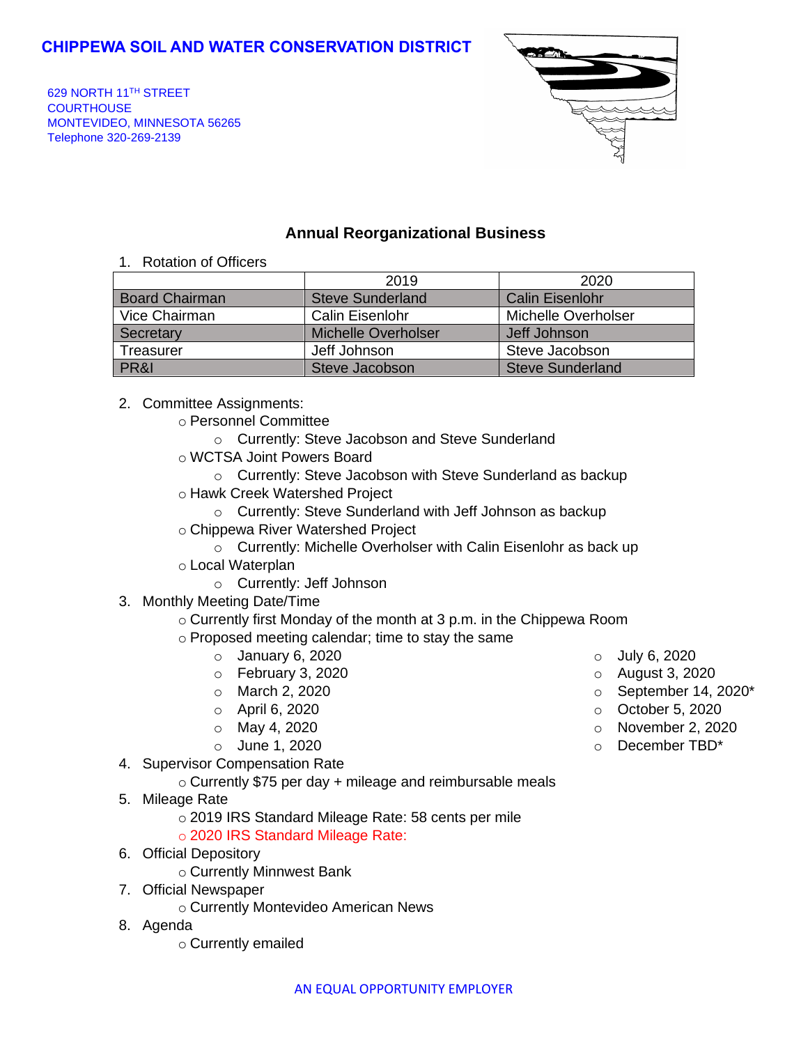**CHIPPEWA SOIL AND WATER CONSERVATION DISTRICT**

629 NORTH 11TH STREET
COURTHOUSE
MONTEVIDEO, MINNESOTA 56265
Telephone 320-269-2139

## Annual Reorganizational Business

1. Rotation of Officers

| | 2019 | 2020 |
|---|---|---|
| Board Chairman | Steve Sunderland | Calin Eisenlohr |
| Vice Chairman | Calin Eisenlohr | Michelle Overholser |
| Secretary | Michelle Overholser | Jeff Johnson |
| Treasurer | Jeff Johnson | Steve Jacobson |
| PR&I | Steve Jacobson | Steve Sunderland |

2. Committee Assignments:
   - Personnel Committee
     - Currently: Steve Jacobson and Steve Sunderland
   - WCTSA Joint Powers Board
     - Currently: Steve Jacobson with Steve Sunderland as backup
   - Hawk Creek Watershed Project
     - Currently: Steve Sunderland with Jeff Johnson as backup
   - Chippewa River Watershed Project
     - Currently: Michelle Overholser with Calin Eisenlohr as back up
   - Local Waterplan
     - Currently: Jeff Johnson
3. Monthly Meeting Date/Time
   - Currently first Monday of the month at 3 p.m. in the Chippewa Room
   - Proposed meeting calendar; time to stay the same
     - January 6, 2020
     - February 3, 2020
     - March 2, 2020
     - April 6, 2020
     - May 4, 2020
     - June 1, 2020
     - July 6, 2020
     - August 3, 2020
     - September 14, 2020*
     - October 5, 2020
     - November 2, 2020
     - December TBD*
4. Supervisor Compensation Rate
   - Currently $75 per day + mileage and reimbursable meals
5. Mileage Rate
   - 2019 IRS Standard Mileage Rate: 58 cents per mile
   - 2020 IRS Standard Mileage Rate:
6. Official Depository
   - Currently Minnwest Bank
7. Official Newspaper
   - Currently Montevideo American News
8. Agenda
   - Currently emailed

AN EQUAL OPPORTUNITY EMPLOYER